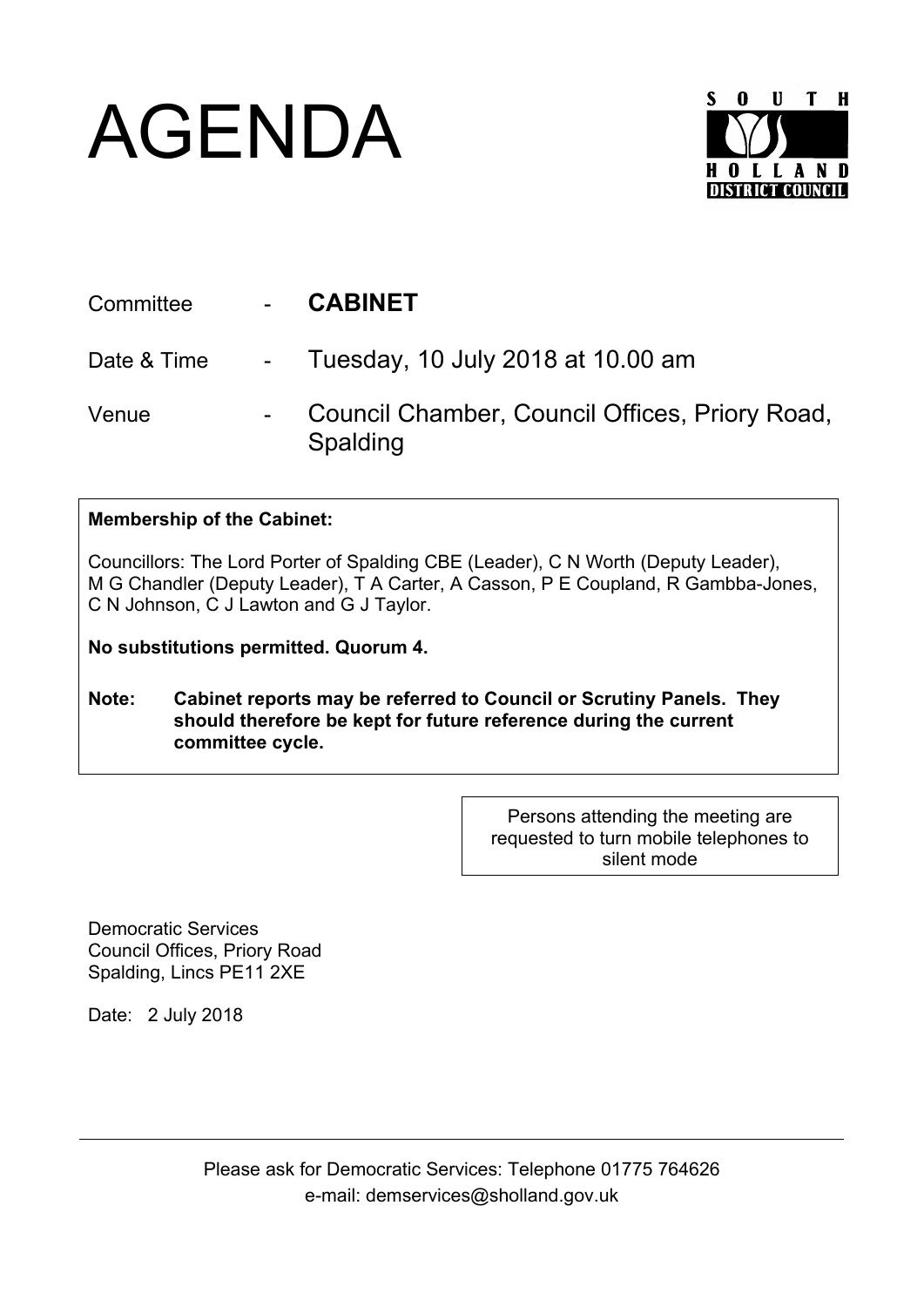# AGENDA

SOUTH HOLLAND DISTRICT COUNCIL

| | | |
|---|---|---|
| Committee | - | **CABINET** |
| Date & Time | - | Tuesday, 10 July 2018 at 10.00 am |
| Venue | - | Council Chamber, Council Offices, Priory Road, Spalding |

**Membership of the Cabinet:**

Councillors: The Lord Porter of Spalding CBE (Leader), C N Worth (Deputy Leader), M G Chandler (Deputy Leader), T A Carter, A Casson, P E Coupland, R Gambba-Jones, C N Johnson, C J Lawton and G J Taylor.

**No substitutions permitted. Quorum 4.**

**Note: Cabinet reports may be referred to Council or Scrutiny Panels. They should therefore be kept for future reference during the current committee cycle.**

Persons attending the meeting are requested to turn mobile telephones to silent mode

Democratic Services
Council Offices, Priory Road
Spalding, Lincs PE11 2XE

Date: 2 July 2018

Please ask for Democratic Services: Telephone 01775 764626
e-mail: demservices@sholland.gov.uk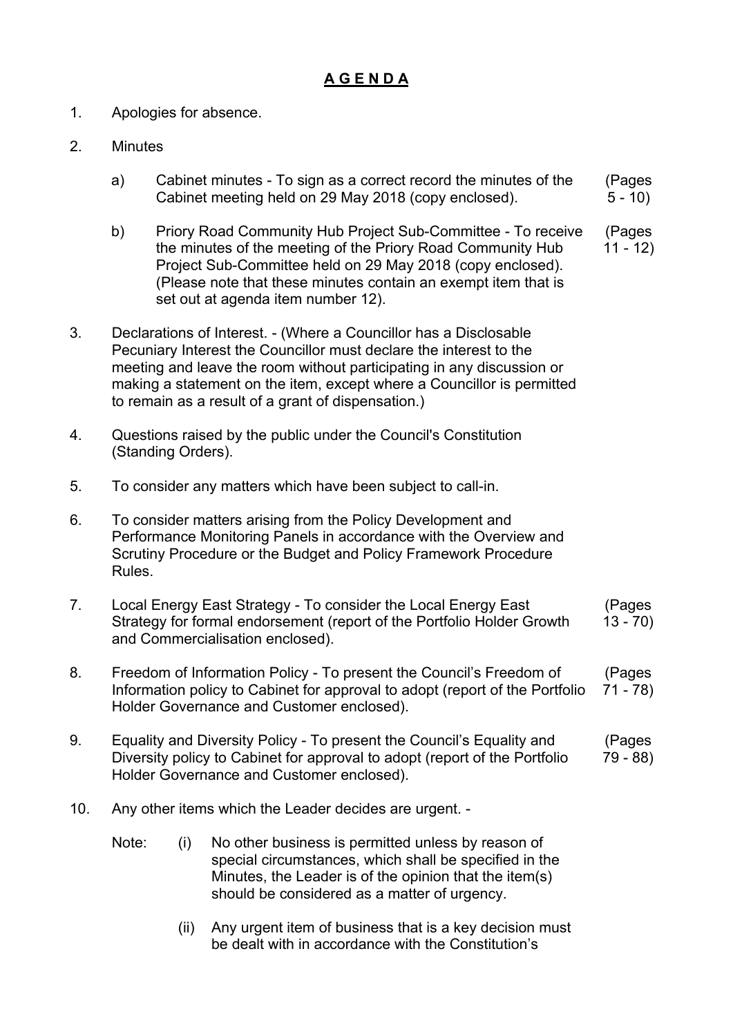# **A G E N D A**

1. Apologies for absence.

2. Minutes

   a) Cabinet minutes - To sign as a correct record the minutes of the Cabinet meeting held on 29 May 2018 (copy enclosed). (Pages 5 - 10)

   b) Priory Road Community Hub Project Sub-Committee - To receive the minutes of the meeting of the Priory Road Community Hub Project Sub-Committee held on 29 May 2018 (copy enclosed). (Please note that these minutes contain an exempt item that is set out at agenda item number 12). (Pages 11 - 12)

3. Declarations of Interest. - (Where a Councillor has a Disclosable Pecuniary Interest the Councillor must declare the interest to the meeting and leave the room without participating in any discussion or making a statement on the item, except where a Councillor is permitted to remain as a result of a grant of dispensation.)

4. Questions raised by the public under the Council's Constitution (Standing Orders).

5. To consider any matters which have been subject to call-in.

6. To consider matters arising from the Policy Development and Performance Monitoring Panels in accordance with the Overview and Scrutiny Procedure or the Budget and Policy Framework Procedure Rules.

7. Local Energy East Strategy - To consider the Local Energy East Strategy for formal endorsement (report of the Portfolio Holder Growth and Commercialisation enclosed). (Pages 13 - 70)

8. Freedom of Information Policy - To present the Council's Freedom of Information policy to Cabinet for approval to adopt (report of the Portfolio Holder Governance and Customer enclosed). (Pages 71 - 78)

9. Equality and Diversity Policy - To present the Council's Equality and Diversity policy to Cabinet for approval to adopt (report of the Portfolio Holder Governance and Customer enclosed). (Pages 79 - 88)

10. Any other items which the Leader decides are urgent. -

    Note: (i) No other business is permitted unless by reason of special circumstances, which shall be specified in the Minutes, the Leader is of the opinion that the item(s) should be considered as a matter of urgency.

    (ii) Any urgent item of business that is a key decision must be dealt with in accordance with the Constitution's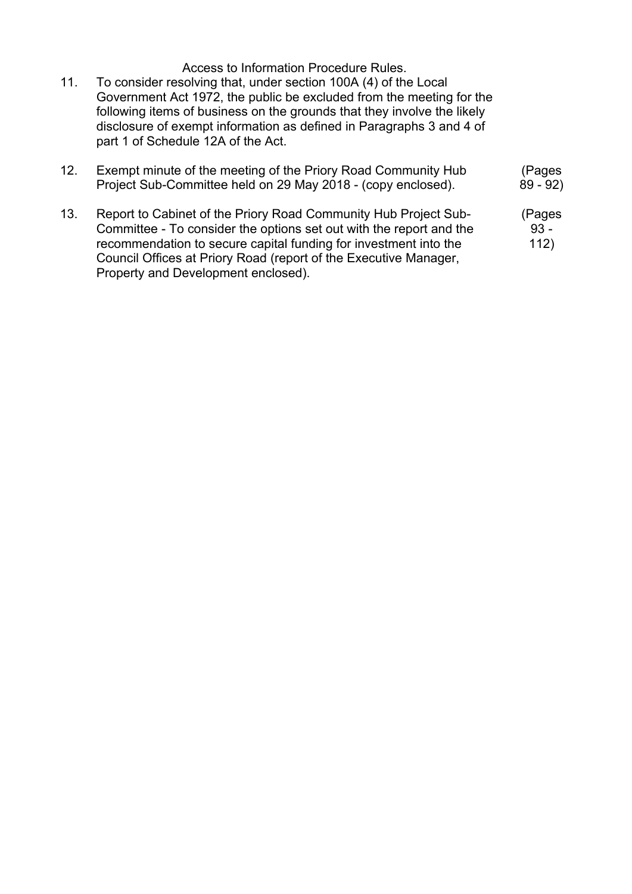Access to Information Procedure Rules.

11. To consider resolving that, under section 100A (4) of the Local Government Act 1972, the public be excluded from the meeting for the following items of business on the grounds that they involve the likely disclosure of exempt information as defined in Paragraphs 3 and 4 of part 1 of Schedule 12A of the Act.

12. Exempt minute of the meeting of the Priory Road Community Hub Project Sub-Committee held on 29 May 2018 - (copy enclosed). (Pages 89 - 92)

13. Report to Cabinet of the Priory Road Community Hub Project Sub-Committee - To consider the options set out with the report and the recommendation to secure capital funding for investment into the Council Offices at Priory Road (report of the Executive Manager, Property and Development enclosed). (Pages 93 - 112)